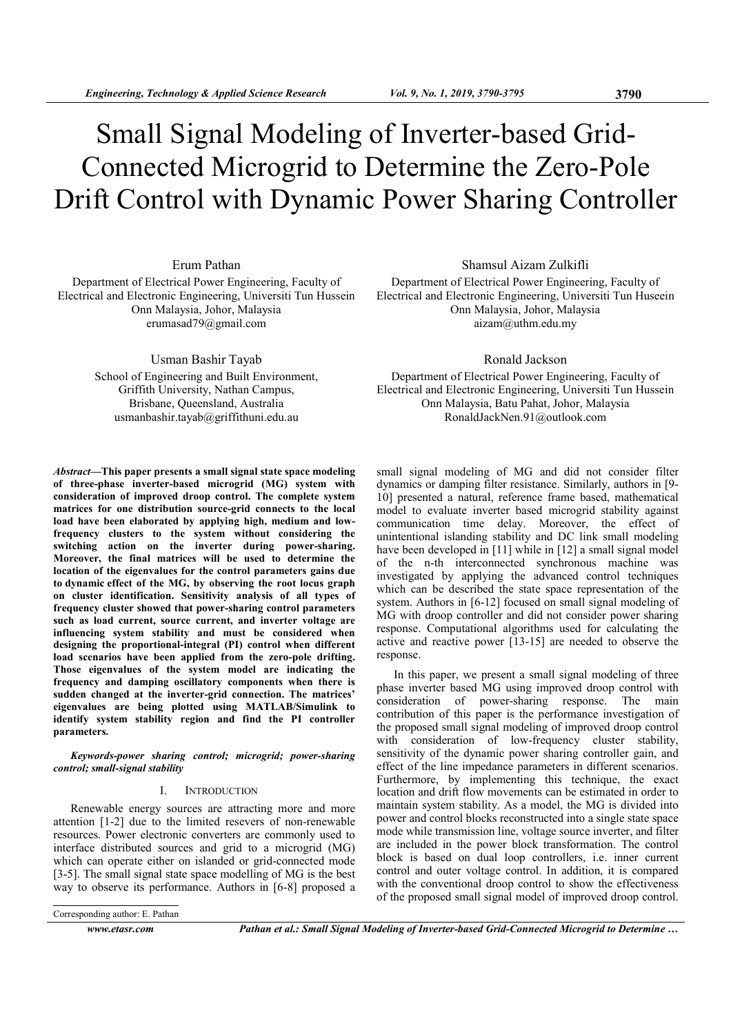# Small Signal Modeling of Inverter-based Grid-Connected Microgrid to Determine the Zero-Pole Drift Control with Dynamic Power Sharing Controller

Erum Pathan
Department of Electrical Power Engineering, Faculty of Electrical and Electronic Engineering, Universiti Tun Hussein Onn Malaysia, Johor, Malaysia
erumasad79@gmail.com

Shamsul Aizam Zulkifli
Department of Electrical Power Engineering, Faculty of Electrical and Electronic Engineering, Universiti Tun Huseein Onn Malaysia, Johor, Malaysia
aizam@uthm.edu.my

Usman Bashir Tayab
School of Engineering and Built Environment, Griffith University, Nathan Campus, Brisbane, Queensland, Australia
usmanbashir.tayab@griffithuni.edu.au

Ronald Jackson
Department of Electrical Power Engineering, Faculty of Electrical and Electronic Engineering, Universiti Tun Hussein Onn Malaysia, Batu Pahat, Johor, Malaysia
RonaldJackNen.91@outlook.com

***Abstract*—This paper presents a small signal state space modeling of three-phase inverter-based microgrid (MG) system with consideration of improved droop control. The complete system matrices for one distribution source-grid connects to the local load have been elaborated by applying high, medium and low-frequency clusters to the system without considering the switching action on the inverter during power-sharing. Moreover, the final matrices will be used to determine the location of the eigenvalues for the control parameters gains due to dynamic effect of the MG, by observing the root locus graph on cluster identification. Sensitivity analysis of all types of frequency cluster showed that power-sharing control parameters such as load current, source current, and inverter voltage are influencing system stability and must be considered when designing the proportional-integral (PI) control when different load scenarios have been applied from the zero-pole drifting. Those eigenvalues of the system model are indicating the frequency and damping oscillatory components when there is sudden changed at the inverter-grid connection. The matrices' eigenvalues are being plotted using MATLAB/Simulink to identify system stability region and find the PI controller parameters.**

***Keywords-power sharing control; microgrid; power-sharing control; small-signal stability***

## I. INTRODUCTION

Renewable energy sources are attracting more and more attention [1-2] due to the limited resevers of non-renewable resources. Power electronic converters are commonly used to interface distributed sources and grid to a microgrid (MG) which can operate either on islanded or grid-connected mode [3-5]. The small signal state space modelling of MG is the best way to observe its performance. Authors in [6-8] proposed a small signal modeling of MG and did not consider filter dynamics or damping filter resistance. Similarly, authors in [9-10] presented a natural, reference frame based, mathematical model to evaluate inverter based microgrid stability against communication time delay. Moreover, the effect of unintentional islanding stability and DC link small modeling have been developed in [11] while in [12] a small signal model of the n-th interconnected synchronous machine was investigated by applying the advanced control techniques which can be described the state space representation of the system. Authors in [6-12] focused on small signal modeling of MG with droop controller and did not consider power sharing response. Computational algorithms used for calculating the active and reactive power [13-15] are needed to observe the response.

In this paper, we present a small signal modeling of three phase inverter based MG using improved droop control with consideration of power-sharing response. The main contribution of this paper is the performance investigation of the proposed small signal modeling of improved droop control with consideration of low-frequency cluster stability, sensitivity of the dynamic power sharing controller gain, and effect of the line impedance parameters in different scenarios. Furthermore, by implementing this technique, the exact location and drift flow movements can be estimated in order to maintain system stability. As a model, the MG is divided into power and control blocks reconstructed into a single state space mode while transmission line, voltage source inverter, and filter are included in the power block transformation. The control block is based on dual loop controllers, i.e. inner current control and outer voltage control. In addition, it is compared with the conventional droop control to show the effectiveness of the proposed small signal model of improved droop control.

Corresponding author: E. Pathan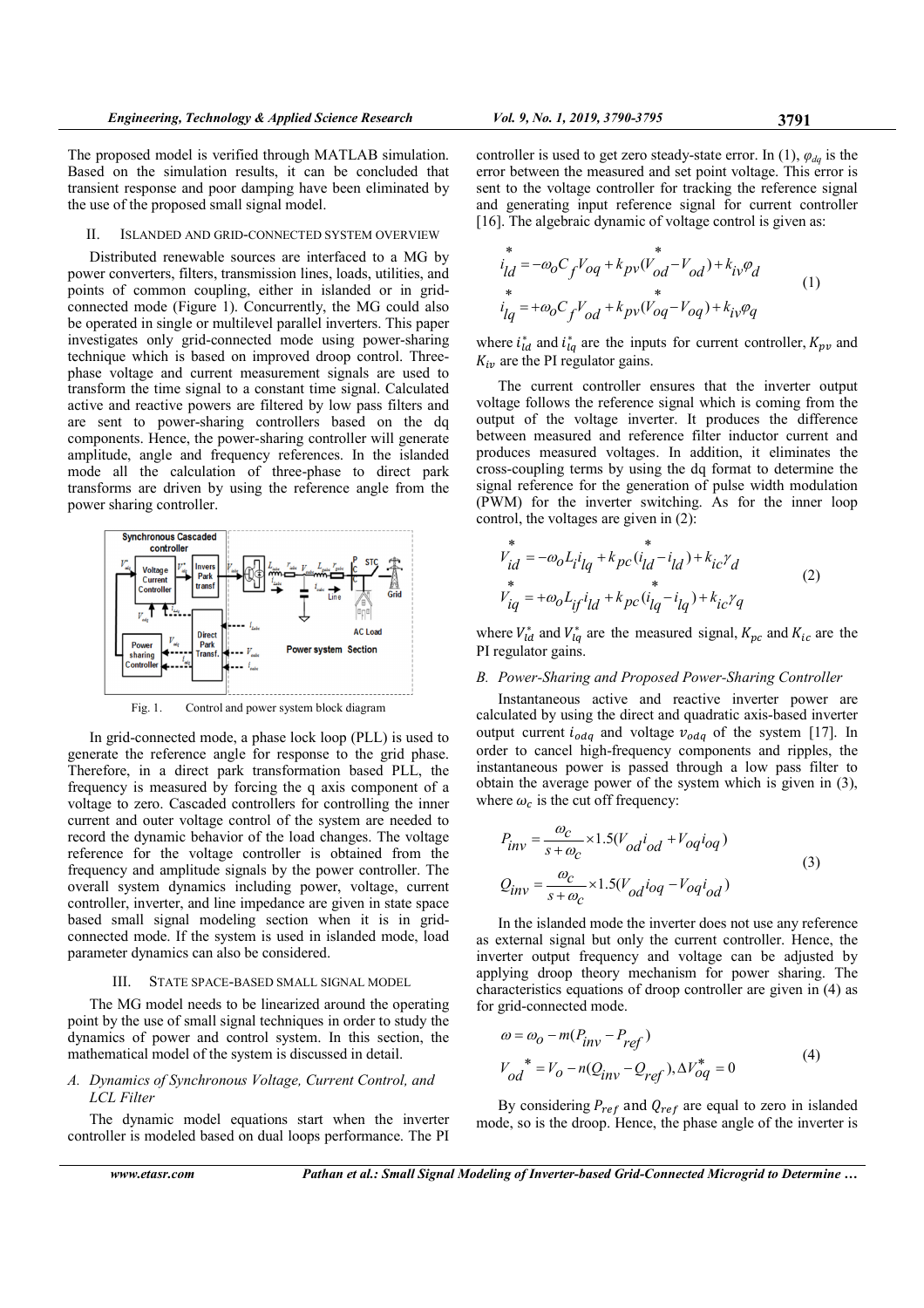The proposed model is verified through MATLAB simulation. Based on the simulation results, it can be concluded that transient response and poor damping have been eliminated by the use of the proposed small signal model.

## II. ISLANDED AND GRID-CONNECTED SYSTEM OVERVIEW

Distributed renewable sources are interfaced to a MG by power converters, filters, transmission lines, loads, utilities, and points of common coupling, either in islanded or in grid-connected mode (Figure 1). Concurrently, the MG could also be operated in single or multilevel parallel inverters. This paper investigates only grid-connected mode using power-sharing technique which is based on improved droop control. Three-phase voltage and current measurement signals are used to transform the time signal to a constant time signal. Calculated active and reactive powers are filtered by low pass filters and are sent to power-sharing controllers based on the dq components. Hence, the power-sharing controller will generate amplitude, angle and frequency references. In the islanded mode all the calculation of three-phase to direct park transforms are driven by using the reference angle from the power sharing controller.

Fig. 1. Control and power system block diagram

In grid-connected mode, a phase lock loop (PLL) is used to generate the reference angle for response to the grid phase. Therefore, in a direct park transformation based PLL, the frequency is measured by forcing the q axis component of a voltage to zero. Cascaded controllers for controlling the inner current and outer voltage control of the system are needed to record the dynamic behavior of the load changes. The voltage reference for the voltage controller is obtained from the frequency and amplitude signals by the power controller. The overall system dynamics including power, voltage, current controller, inverter, and line impedance are given in state space based small signal modeling section when it is in grid-connected mode. If the system is used in islanded mode, load parameter dynamics can also be considered.

## III. STATE SPACE-BASED SMALL SIGNAL MODEL

The MG model needs to be linearized around the operating point by the use of small signal techniques in order to study the dynamics of power and control system. In this section, the mathematical model of the system is discussed in detail.

### A. Dynamics of Synchronous Voltage, Current Control, and LCL Filter

The dynamic model equations start when the inverter controller is modeled based on dual loops performance. The PI controller is used to get zero steady-state error. In (1), $\varphi_{dq}$ is the error between the measured and set point voltage. This error is sent to the voltage controller for tracking the reference signal and generating input reference signal for current controller [16]. The algebraic dynamic of voltage control is given as:

$$\begin{aligned} i_{ld}^{*} &= -\omega_o C_f V_{oq} + k_{pv}(V_{od}^{*} - V_{od}) + k_{iv}\varphi_d \\ i_{lq}^{*} &= +\omega_o C_f V_{od} + k_{pv}(V_{oq}^{*} - V_{oq}) + k_{iv}\varphi_q \end{aligned} \tag{1}$$

where $i_{ld}^{*}$ and $i_{lq}^{*}$ are the inputs for current controller, $K_{pv}$ and $K_{iv}$ are the PI regulator gains.

The current controller ensures that the inverter output voltage follows the reference signal which is coming from the output of the voltage inverter. It produces the difference between measured and reference filter inductor current and produces measured voltages. In addition, it eliminates the cross-coupling terms by using the dq format to determine the signal reference for the generation of pulse width modulation (PWM) for the inverter switching. As for the inner loop control, the voltages are given in (2):

$$\begin{aligned} V_{id}^{*} &= -\omega_o L_i i_{lq} + k_{pc}(i_{ld}^{*} - i_{ld}) + k_{ic}\gamma_d \\ V_{iq}^{*} &= +\omega_o L_{if} i_{ld} + k_{pc}(i_{lq}^{*} - i_{lq}) + k_{ic}\gamma_q \end{aligned} \tag{2}$$

where $V_{ld}^{*}$ and $V_{lq}^{*}$ are the measured signal, $K_{pc}$ and $K_{ic}$ are the PI regulator gains.

### B. Power-Sharing and Proposed Power-Sharing Controller

Instantaneous active and reactive inverter power are calculated by using the direct and quadratic axis-based inverter output current $i_{odq}$ and voltage $v_{odq}$ of the system [17]. In order to cancel high-frequency components and ripples, the instantaneous power is passed through a low pass filter to obtain the average power of the system which is given in (3), where $\omega_c$ is the cut off frequency:

$$\begin{aligned} P_{inv} &= \frac{\omega_c}{s+\omega_c} \times 1.5(V_{od} i_{od} + V_{oq} i_{oq}) \\ Q_{inv} &= \frac{\omega_c}{s+\omega_c} \times 1.5(V_{od} i_{oq} - V_{oq} i_{od}) \end{aligned} \tag{3}$$

In the islanded mode the inverter does not use any reference as external signal but only the current controller. Hence, the inverter output frequency and voltage can be adjusted by applying droop theory mechanism for power sharing. The characteristics equations of droop controller are given in (4) as for grid-connected mode.

$$\begin{aligned} \omega &= \omega_o - m(P_{inv} - P_{ref}) \\ V_{od}^{*} &= V_o - n(Q_{inv} - Q_{ref}), \Delta V_{oq}^{*} = 0 \end{aligned} \tag{4}$$

By considering $P_{ref}$ and $Q_{ref}$ are equal to zero in islanded mode, so is the droop. Hence, the phase angle of the inverter is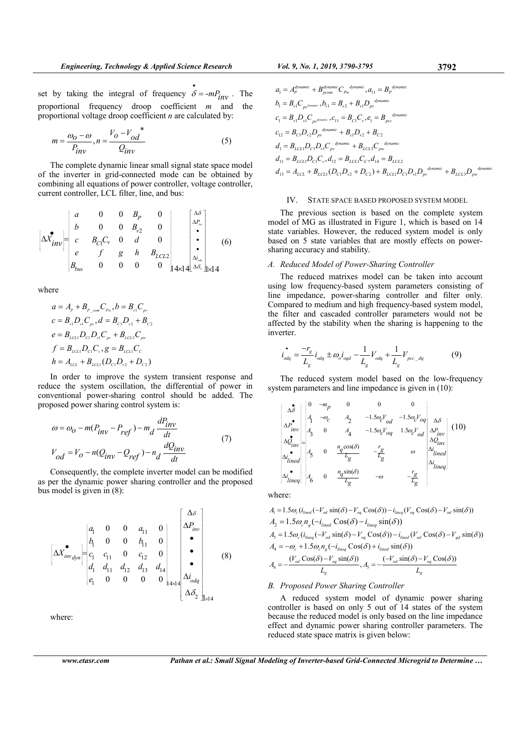set by taking the integral of frequency $\dot{\delta} = -mP_{inv}$. The proportional frequency droop coefficient $m$ and the proportional voltage droop coefficient $n$ are calculated by:

$$m = \frac{\omega_O - \omega}{P_{inv}}, n = \frac{V_o - V_{od}^{*}}{Q_{inv}} \tag{5}$$

The complete dynamic linear small signal state space model of the inverter in grid-connected mode can be obtained by combining all equations of power controller, voltage controller, current controller, LCL filter, line, and bus:

$$\left[\Delta \dot{X}_{inv}\right] = \begin{bmatrix} a & 0 & 0 & B_P & 0 \\ b & 0 & 0 & B_{v2} & 0 \\ c & B_{C1}C_v & 0 & d & 0 \\ e & f & g & h & B_{LCL2} \\ B_{bus} & 0 & 0 & 0 & 0 \end{bmatrix}_{14\times 14} \begin{bmatrix} \Delta\delta \\ \Delta P_{inv} \\ \bullet \\ \bullet \\ \bullet \\ \Delta i_{odq} \\ \Delta\delta_2 \end{bmatrix}_{1\times 14} \tag{6}$$

where

$$a = A_P + B_{P\_com}C_{Pw}, b = B_{v1}C_{pv}$$
$$c = B_{v1}D_{v1}C_{pv}, d = B_{C1}D_{v2} + B_{C2}$$
$$e = B_{LCL1}D_{C1}D_{v1}C_{pv} + B_{LCL3}C_{pw}$$
$$f = B_{LCL1}D_{C1}C_v, g = B_{LCL1}C_C$$
$$h = A_{LCL} + B_{LCL1}(D_{C1}D_{v2} + D_{C2})$$

In order to improve the system transient response and reduce the system oscillation, the differential of power in conventional power-sharing control should be added. The proposed power sharing control system is:

$$\begin{aligned} \omega &= \omega_O - m(P_{inv} - P_{ref}) - m_d \frac{dP_{inv}}{dt} \\ V_{od} &= V_o - n(Q_{inv} - Q_{ref}) - n_d \frac{dQ_{inv}}{dt} \end{aligned} \tag{7}$$

Consequently, the complete inverter model can be modified as per the dynamic power sharing controller and the proposed bus model is given in (8):

$$\left[\Delta \dot{X}_{inv_{dyn}}\right] = \begin{bmatrix} a_1 & 0 & 0 & a_{11} & 0 \\ b_1 & 0 & 0 & b_{11} & 0 \\ c_1 & c_{11} & 0 & c_{12} & 0 \\ d_1 & d_{11} & d_{12} & d_{13} & d_{14} \\ e_1 & 0 & 0 & 0 & 0 \end{bmatrix}_{14\times 14} \begin{bmatrix} \Delta\delta \\ \Delta P_{inv} \\ \bullet \\ \bullet \\ \bullet \\ \Delta i_{odq} \\ \Delta\delta_2 \end{bmatrix}_{1\times 14} \tag{8}$$

where:

$$a_1 = A_P^{dynamic} + B_{pcom}^{dynamic}C_{Pw}^{dynamic}, a_{11} = B_P^{dynamic}$$
$$b_1 = B_{v1}C_{pv^{dynamic}}, b_{11} = B_{v2} + B_{v1}D_{pv}^{dynamic}$$
$$c_1 = B_{v1}D_{v1}C_{pv^{dynamic}}, c_{11} = B_{C1}C_v, e_1 = B_{pcc}^{dynamic}$$
$$c_{12} = B_{C1}D_{v2}D_{pv}^{dynamic} + B_{c1}D_{v2} + B_{C2}$$
$$d_1 = B_{LCL1}D_{C1}D_{v1}C_{pv}^{dynamic} + B_{LCL3}C_{pw}^{dynamic}$$
$$d_{11} = B_{LCL1}D_{C1}C_v, d_{12} = B_{LCL1}C_C, d_{14} = B_{LCL2}$$
$$d_{13} = A_{LCL} + B_{LCL1}(D_{C1}D_{v2} + D_{C2}) + B_{LCL1}D_{C1}D_{v1}D_{pv}^{dynamic} + B_{LCL3}D_{pw}^{dynamic}$$

## IV. STATE SPACE BASED PROPOSED SYSTEM MODEL

The previous section is based on the complete system model of MG as illustrated in Figure 1, which is based on 14 state variables. However, the reduced system model is only based on 5 state variables that are mostly effects on power-sharing accuracy and stability.

### A. Reduced Model of Power-Sharing Controller

The reduced matrixes model can be taken into account using low frequency-based system parameters consisting of line impedance, power-sharing controller and filter only. Compared to medium and high frequency-based system model, the filter and cascaded controller parameters would not be affected by the stability when the sharing is happening to the inverter.

$$\dot{i}_{odq} = \frac{-r_g}{L_g} i_{odq} \pm \omega_o i_{oqd} - \frac{1}{L_g} V_{odq} + \frac{1}{L_g} V_{pcc\_dq} \tag{9}$$

The reduced system model based on the low-frequency system parameters and line impedance is given in (10):

$$\begin{bmatrix} \Delta\dot{\delta} \\ \Delta\dot{P}_{inv} \\ \Delta\dot{Q}_{inv} \\ \Delta\dot{i}_{lined} \\ \Delta\dot{i}_{lineq} \end{bmatrix} = \begin{bmatrix} 0 & -m_p & 0 & 0 & 0 \\ A_1 & -\omega_c & A_2 & -1.5\omega_c V_{od} & -1.5\omega_c V_{oq} \\ A_3 & 0 & A_4 & -1.5\omega_c V_{oq} & 1.5\omega_c V_{od} \\ A_5 & 0 & \frac{n_q \cos(\delta)}{L_g} & -\frac{r_g}{L_g} & \omega \\ A_6 & 0 & \frac{n_q \sin(\delta)}{L_g} & -\omega & -\frac{r_g}{L_g} \end{bmatrix} \begin{bmatrix} \Delta\delta \\ \Delta P_{inv} \\ \Delta Q_{inv} \\ \Delta i_{lined} \\ \Delta i_{lineq} \end{bmatrix} \tag{10}$$

where:

$$A_1 = 1.5\omega_c(i_{lined}(-V_{od}\sin(\delta) - V_{oq}\operatorname{Cos}(\delta)) - i_{lineq}(V_{oq}\operatorname{Cos}(\delta) - V_{od}\sin(\delta))$$
$$A_2 = 1.5\omega_c n_q(-i_{lined}\operatorname{Cos}(\delta) - i_{lineq}\sin(\delta))$$
$$A_3 = 1.5\omega_c(i_{lineq}(-V_{od}\sin(\delta) - V_{oq}\operatorname{Cos}(\delta)) - i_{lined}(V_{od}\operatorname{Cos}(\delta) - V_{qd}\sin(\delta))$$
$$A_4 = -\omega_c + 1.5\omega_c n_q(-i_{lineq}\operatorname{Cos}(\delta) + i_{lined}\sin(\delta))$$
$$A_6 = -\frac{(V_{od}\operatorname{Cos}(\delta) - V_{oq}\sin(\delta))}{L_g}, A_5 = -\frac{(-V_{od}\sin(\delta) - V_{oq}\operatorname{Cos}(\delta))}{L_g}$$

### B. Proposed Power Sharing Controller

A reduced system model of dynamic power sharing controller is based on only 5 out of 14 states of the system because the reduced model is only based on the line impedance effect and dynamic power sharing controller parameters. The reduced state space matrix is given below: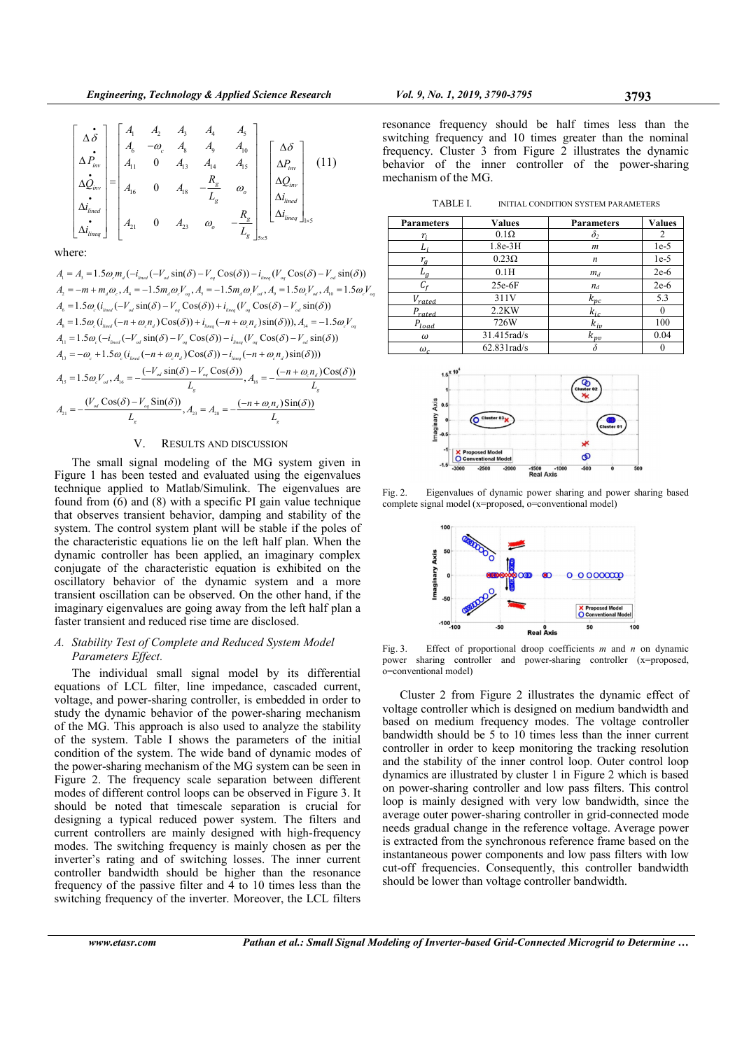$$
\begin{bmatrix} \Delta\dot{\delta} \\ \Delta\dot{P}_{inv} \\ \Delta\dot{Q}_{inv} \\ \Delta\dot{i}_{lined} \\ \Delta\dot{i}_{lineq} \end{bmatrix} = \begin{bmatrix} A_1 & A_2 & A_3 & A_4 & A_5 \\ A_6 & -\omega_c & A_8 & A_9 & A_{10} \\ A_{11} & 0 & A_{13} & A_{14} & A_{15} \\ A_{16} & 0 & A_{18} & -\dfrac{R_g}{L_g} & \omega_o \\ A_{21} & 0 & A_{23} & \omega_o & -\dfrac{R_g}{L_g} \end{bmatrix}_{5\times5} \begin{bmatrix} \Delta\delta \\ \Delta P_{inv} \\ \Delta Q_{inv} \\ \Delta i_{lined} \\ \Delta i_{lineq} \end{bmatrix}_{1\times5} \quad (11)
$$

where:

$$A_1 = A_3 = 1.5\omega_c m_d(-i_{lined}(-V_{od}\sin(\delta) - V_{oq}\,\text{Cos}(\delta)) - i_{lineq}(V_{od}\,\text{Cos}(\delta) - V_{od}\sin(\delta))$$

$$A_2 = -m + m_d\omega_c,\ A_4 = -1.5m_d\omega_c V_{oq},\ A_5 = -1.5m_d\omega_c V_{od},\ A_9 = 1.5\omega_c V_{od},\ A_{10} = 1.5\omega_c V_{oq}$$

$$A_6 = 1.5\omega_c(i_{lined}(-V_{od}\sin(\delta) - V_{oq}\,\text{Cos}(\delta)) + i_{lineq}(V_{oq}\,\text{Cos}(\delta) - V_{od}\sin(\delta))$$

$$A_8 = 1.5\omega_c(i_{lined}(-n + \omega_c n_d)\text{Cos}(\delta)) + i_{lineq}(-n + \omega_c n_d)\sin(\delta))),\ A_{14} = -1.5\omega_c V_{oq}$$

$$A_{11} = 1.5\omega_c(-i_{lined}(-V_{od}\sin(\delta) - V_{oq}\,\text{Cos}(\delta)) - i_{lineq}(V_{oq}\,\text{Cos}(\delta) - V_{od}\sin(\delta))$$

$$A_{13} = -\omega_c + 1.5\omega_c(i_{lined}(-n + \omega_c n_d)\text{Cos}(\delta)) - i_{lineq}(-n + \omega_c n_d)\sin(\delta)))$$

$$A_{15} = 1.5\omega_c V_{od},\ A_{16} = -\frac{(-V_{od}\sin(\delta) - V_{oq}\,\text{Cos}(\delta))}{L_g},\ A_{18} = -\frac{(-n + \omega_c n_d)\text{Cos}(\delta)}{L_g}$$

$$A_{21} = -\frac{(V_{od}\,\text{Cos}(\delta) - V_{oq}\,\text{Sin}(\delta))}{L_g},\ A_{23} = A_{28} = -\frac{(-n + \omega_c n_d)\text{Sin}(\delta))}{L_g}$$

## V. Results and Discussion

The small signal modeling of the MG system given in Figure 1 has been tested and evaluated using the eigenvalues technique applied to Matlab/Simulink. The eigenvalues are found from (6) and (8) with a specific PI gain value technique that observes transient behavior, damping and stability of the system. The control system plant will be stable if the poles of the characteristic equations lie on the left half plan. When the dynamic controller has been applied, an imaginary complex conjugate of the characteristic equation is exhibited on the oscillatory behavior of the dynamic system and a more transient oscillation can be observed. On the other hand, if the imaginary eigenvalues are going away from the left half plan a faster transient and reduced rise time are disclosed.

### A. *Stability Test of Complete and Reduced System Model Parameters Effect.*

The individual small signal model by its differential equations of LCL filter, line impedance, cascaded current, voltage, and power-sharing controller, is embedded in order to study the dynamic behavior of the power-sharing mechanism of the MG. This approach is also used to analyze the stability of the system. Table I shows the parameters of the initial condition of the system. The wide band of dynamic modes of the power-sharing mechanism of the MG system can be seen in Figure 2. The frequency scale separation between different modes of different control loops can be observed in Figure 3. It should be noted that timescale separation is crucial for designing a typical reduced power system. The filters and current controllers are mainly designed with high-frequency modes. The switching frequency is mainly chosen as per the inverter's rating and of switching losses. The inner current controller bandwidth should be higher than the resonance frequency of the passive filter and 4 to 10 times less than the switching frequency of the inverter. Moreover, the LCL filters resonance frequency should be half times less than the switching frequency and 10 times greater than the nominal frequency. Cluster 3 from Figure 2 illustrates the dynamic behavior of the inner controller of the power-sharing mechanism of the MG.

TABLE I. INITIAL CONDITION SYSTEM PARAMETERS

| Parameters | Values | Parameters | Values |
|---|---|---|---|
| $r_i$ | 0.1Ω | $\delta_2$ | 2 |
| $L_i$ | 1.8e-3H | $m$ | 1e-5 |
| $r_g$ | 0.23Ω | $n$ | 1e-5 |
| $L_g$ | 0.1H | $m_d$ | 2e-6 |
| $C_f$ | 25e-6F | $n_d$ | 2e-6 |
| $V_{rated}$ | 311V | $k_{pc}$ | 5.3 |
| $P_{rated}$ | 2.2KW | $k_{ic}$ | 0 |
| $P_{load}$ | 726W | $k_{iv}$ | 100 |
| $\omega$ | 31.415rad/s | $k_{pv}$ | 0.04 |
| $\omega_c$ | 62.831rad/s | $\delta$ | 0 |

Fig. 2. Eigenvalues of dynamic power sharing and power sharing based complete signal model (x=proposed, o=conventional model)

Fig. 3. Effect of proportional droop coefficients $m$ and $n$ on dynamic power sharing controller and power-sharing controller (x=proposed, o=conventional model)

Cluster 2 from Figure 2 illustrates the dynamic effect of voltage controller which is designed on medium bandwidth and based on medium frequency modes. The voltage controller bandwidth should be 5 to 10 times less than the inner current controller in order to keep monitoring the tracking resolution and the stability of the inner control loop. Outer control loop dynamics are illustrated by cluster 1 in Figure 2 which is based on power-sharing controller and low pass filters. This control loop is mainly designed with very low bandwith, since the average outer power-sharing controller in grid-connected mode needs gradual change in the reference voltage. Average power is extracted from the synchronous reference frame based on the instantaneous power components and low pass filters with low cut-off frequencies. Consequently, this controller bandwidth should be lower than voltage controller bandwidth.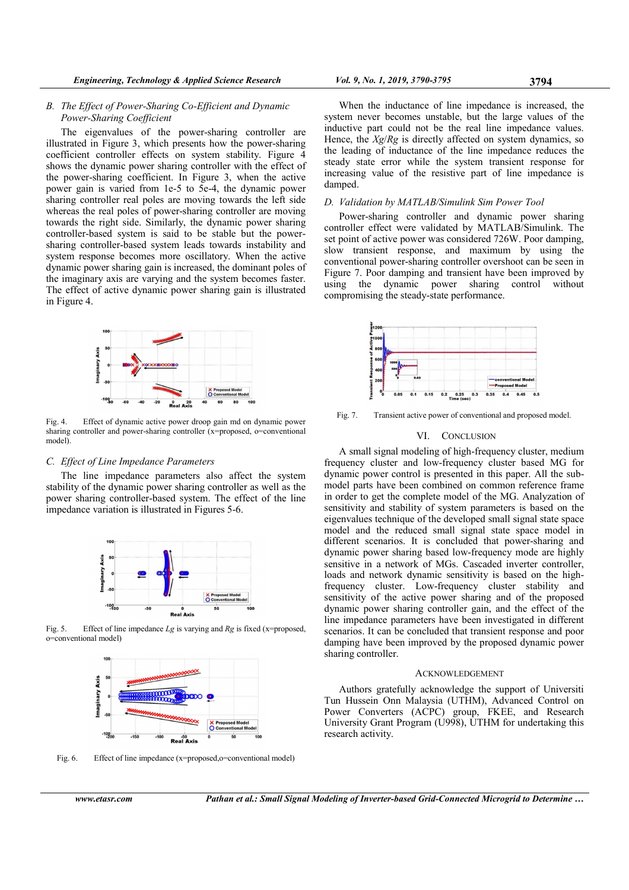### B. The Effect of Power-Sharing Co-Efficient and Dynamic Power-Sharing Coefficient

The eigenvalues of the power-sharing controller are illustrated in Figure 3, which presents how the power-sharing coefficient controller effects on system stability. Figure 4 shows the dynamic power sharing controller with the effect of the power-sharing coefficient. In Figure 3, when the active power gain is varied from 1e-5 to 5e-4, the dynamic power sharing controller real poles are moving towards the left side whereas the real poles of power-sharing controller are moving towards the right side. Similarly, the dynamic power sharing controller-based system is said to be stable but the power-sharing controller-based system leads towards instability and system response becomes more oscillatory. When the active dynamic power sharing gain is increased, the dominant poles of the imaginary axis are varying and the system becomes faster. The effect of active dynamic power sharing gain is illustrated in Figure 4.

Fig. 4. Effect of dynamic active power droop gain md on dynamic power sharing controller and power-sharing controller (x=proposed, o=conventional model).

### C. Effect of Line Impedance Parameters

The line impedance parameters also affect the system stability of the dynamic power sharing controller as well as the power sharing controller-based system. The effect of the line impedance variation is illustrated in Figures 5-6.

Fig. 5. Effect of line impedance $Lg$ is varying and $Rg$ is fixed (x=proposed, o=conventional model)

Fig. 6. Effect of line impedance (x=proposed,o=conventional model)

When the inductance of line impedance is increased, the system never becomes unstable, but the large values of the inductive part could not be the real line impedance values. Hence, the $Xg/Rg$ is directly affected on system dynamics, so the leading of inductance of the line impedance reduces the steady state error while the system transient response for increasing value of the resistive part of line impedance is damped.

### D. Validation by MATLAB/Simulink Sim Power Tool

Power-sharing controller and dynamic power sharing controller effect were validated by MATLAB/Simulink. The set point of active power was considered 726W. Poor damping, slow transient response, and maximum by using the conventional power-sharing controller overshoot can be seen in Figure 7. Poor damping and transient have been improved by using the dynamic power sharing control without compromising the steady-state performance.

Fig. 7. Transient active power of conventional and proposed model.

## VI. CONCLUSION

A small signal modeling of high-frequency cluster, medium frequency cluster and low-frequency cluster based MG for dynamic power control is presented in this paper. All the sub-model parts have been combined on common reference frame in order to get the complete model of the MG. Analyzation of sensitivity and stability of system parameters is based on the eigenvalues technique of the developed small signal state space model and the reduced small signal state space model in different scenarios. It is concluded that power-sharing and dynamic power sharing based low-frequency mode are highly sensitive in a network of MGs. Cascaded inverter controller, loads and network dynamic sensitivity is based on the high-frequency cluster. Low-frequency cluster stability and sensitivity of the active power sharing and of the proposed dynamic power sharing controller gain, and the effect of the line impedance parameters have been investigated in different scenarios. It can be concluded that transient response and poor damping have been improved by the proposed dynamic power sharing controller.

## ACKNOWLEDGEMENT

Authors gratefully acknowledge the support of Universiti Tun Hussein Onn Malaysia (UTHM), Advanced Control on Power Converters (ACPC) group, FKEE, and Research University Grant Program (U998), UTHM for undertaking this research activity.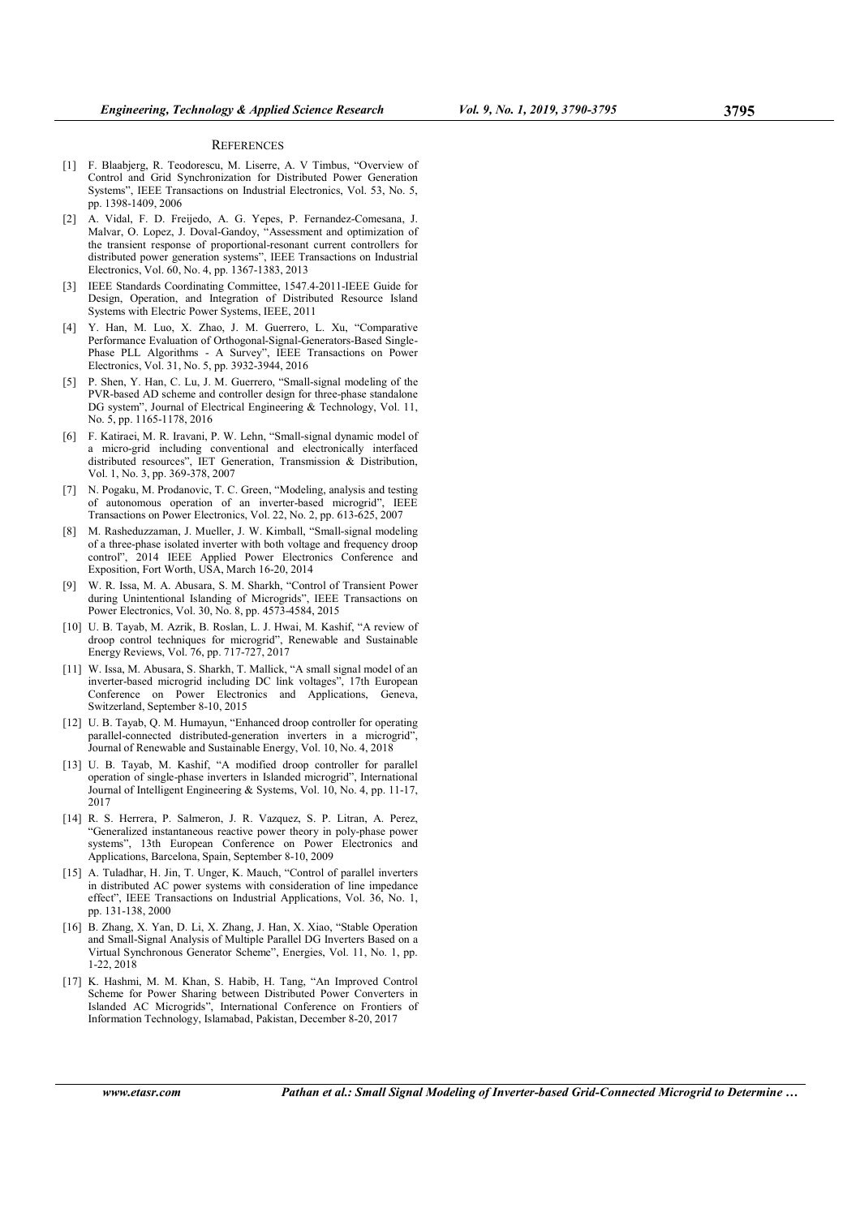## REFERENCES

[1] F. Blaabjerg, R. Teodorescu, M. Liserre, A. V Timbus, "Overview of Control and Grid Synchronization for Distributed Power Generation Systems", IEEE Transactions on Industrial Electronics, Vol. 53, No. 5, pp. 1398-1409, 2006

[2] A. Vidal, F. D. Freijedo, A. G. Yepes, P. Fernandez-Comesana, J. Malvar, O. Lopez, J. Doval-Gandoy, "Assessment and optimization of the transient response of proportional-resonant current controllers for distributed power generation systems", IEEE Transactions on Industrial Electronics, Vol. 60, No. 4, pp. 1367-1383, 2013

[3] IEEE Standards Coordinating Committee, 1547.4-2011-IEEE Guide for Design, Operation, and Integration of Distributed Resource Island Systems with Electric Power Systems, IEEE, 2011

[4] Y. Han, M. Luo, X. Zhao, J. M. Guerrero, L. Xu, "Comparative Performance Evaluation of Orthogonal-Signal-Generators-Based Single-Phase PLL Algorithms - A Survey", IEEE Transactions on Power Electronics, Vol. 31, No. 5, pp. 3932-3944, 2016

[5] P. Shen, Y. Han, C. Lu, J. M. Guerrero, "Small-signal modeling of the PVR-based AD scheme and controller design for three-phase standalone DG system", Journal of Electrical Engineering & Technology, Vol. 11, No. 5, pp. 1165-1178, 2016

[6] F. Katiraei, M. R. Iravani, P. W. Lehn, "Small-signal dynamic model of a micro-grid including conventional and electronically interfaced distributed resources", IET Generation, Transmission & Distribution, Vol. 1, No. 3, pp. 369-378, 2007

[7] N. Pogaku, M. Prodanovic, T. C. Green, "Modeling, analysis and testing of autonomous operation of an inverter-based microgrid", IEEE Transactions on Power Electronics, Vol. 22, No. 2, pp. 613-625, 2007

[8] M. Rasheduzzaman, J. Mueller, J. W. Kimball, "Small-signal modeling of a three-phase isolated inverter with both voltage and frequency droop control", 2014 IEEE Applied Power Electronics Conference and Exposition, Fort Worth, USA, March 16-20, 2014

[9] W. R. Issa, M. A. Abusara, S. M. Sharkh, "Control of Transient Power during Unintentional Islanding of Microgrids", IEEE Transactions on Power Electronics, Vol. 30, No. 8, pp. 4573-4584, 2015

[10] U. B. Tayab, M. Azrik, B. Roslan, L. J. Hwai, M. Kashif, "A review of droop control techniques for microgrid", Renewable and Sustainable Energy Reviews, Vol. 76, pp. 717-727, 2017

[11] W. Issa, M. Abusara, S. Sharkh, T. Mallick, "A small signal model of an inverter-based microgrid including DC link voltages", 17th European Conference on Power Electronics and Applications, Geneva, Switzerland, September 8-10, 2015

[12] U. B. Tayab, Q. M. Humayun, "Enhanced droop controller for operating parallel-connected distributed-generation inverters in a microgrid", Journal of Renewable and Sustainable Energy, Vol. 10, No. 4, 2018

[13] U. B. Tayab, M. Kashif, "A modified droop controller for parallel operation of single-phase inverters in Islanded microgrid", International Journal of Intelligent Engineering & Systems, Vol. 10, No. 4, pp. 11-17, 2017

[14] R. S. Herrera, P. Salmeron, J. R. Vazquez, S. P. Litran, A. Perez, "Generalized instantaneous reactive power theory in poly-phase power systems", 13th European Conference on Power Electronics and Applications, Barcelona, Spain, September 8-10, 2009

[15] A. Tuladhar, H. Jin, T. Unger, K. Mauch, "Control of parallel inverters in distributed AC power systems with consideration of line impedance effect", IEEE Transactions on Industrial Applications, Vol. 36, No. 1, pp. 131-138, 2000

[16] B. Zhang, X. Yan, D. Li, X. Zhang, J. Han, X. Xiao, "Stable Operation and Small-Signal Analysis of Multiple Parallel DG Inverters Based on a Virtual Synchronous Generator Scheme", Energies, Vol. 11, No. 1, pp. 1-22, 2018

[17] K. Hashmi, M. M. Khan, S. Habib, H. Tang, "An Improved Control Scheme for Power Sharing between Distributed Power Converters in Islanded AC Microgrids", International Conference on Frontiers of Information Technology, Islamabad, Pakistan, December 8-20, 2017